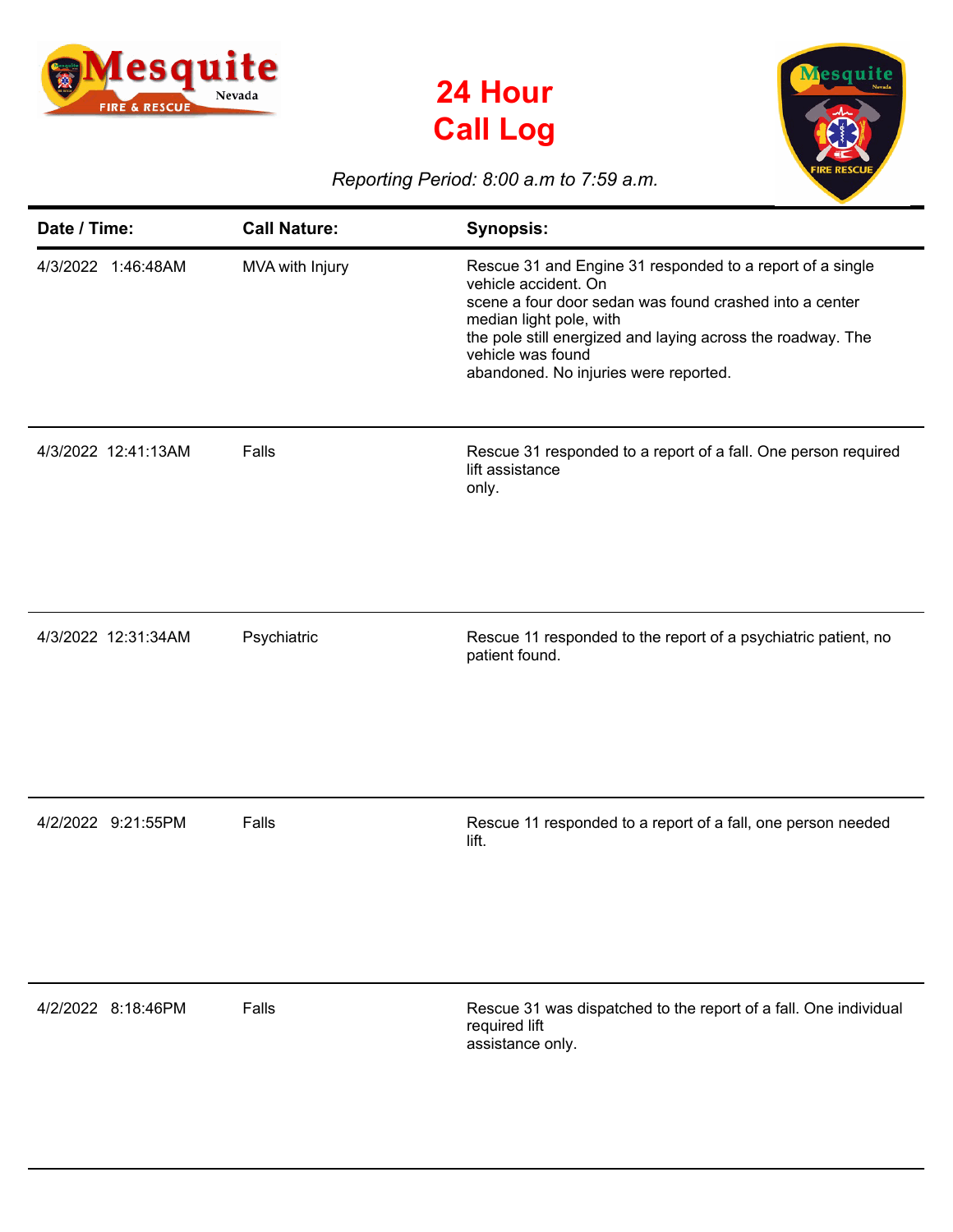# 24 Hour Call Log

*Reporting Period: 8:00 a.m to 7:59 a.m.*

| Date / Time: | Call Nature: | Synopsis: |
| --- | --- | --- |
| 4/3/2022 1:46:48AM | MVA with Injury | Rescue 31 and Engine 31 responded to a report of a single vehicle accident. On scene a four door sedan was found crashed into a center median light pole, with the pole still energized and laying across the roadway. The vehicle was found abandoned. No injuries were reported. |
| 4/3/2022 12:41:13AM | Falls | Rescue 31 responded to a report of a fall. One person required lift assistance only. |
| 4/3/2022 12:31:34AM | Psychiatric | Rescue 11 responded to the report of a psychiatric patient, no patient found. |
| 4/2/2022 9:21:55PM | Falls | Rescue 11 responded to a report of a fall, one person needed lift. |
| 4/2/2022 8:18:46PM | Falls | Rescue 31 was dispatched to the report of a fall. One individual required lift assistance only. |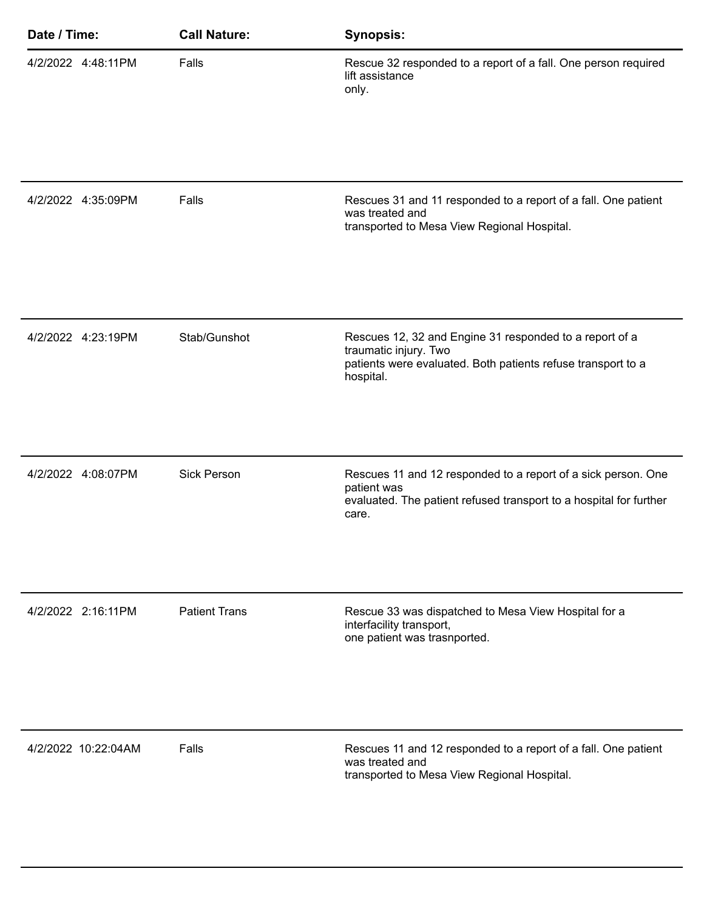| Date / Time: | Call Nature: | Synopsis: |
|---|---|---|
| 4/2/2022 4:48:11PM | Falls | Rescue 32 responded to a report of a fall. One person required lift assistance only. |
| 4/2/2022 4:35:09PM | Falls | Rescues 31 and 11 responded to a report of a fall. One patient was treated and transported to Mesa View Regional Hospital. |
| 4/2/2022 4:23:19PM | Stab/Gunshot | Rescues 12, 32 and Engine 31 responded to a report of a traumatic injury. Two patients were evaluated. Both patients refuse transport to a hospital. |
| 4/2/2022 4:08:07PM | Sick Person | Rescues 11 and 12 responded to a report of a sick person. One patient was evaluated. The patient refused transport to a hospital for further care. |
| 4/2/2022 2:16:11PM | Patient Trans | Rescue 33 was dispatched to Mesa View Hospital for a interfacility transport, one patient was trasnported. |
| 4/2/2022 10:22:04AM | Falls | Rescues 11 and 12 responded to a report of a fall. One patient was treated and transported to Mesa View Regional Hospital. |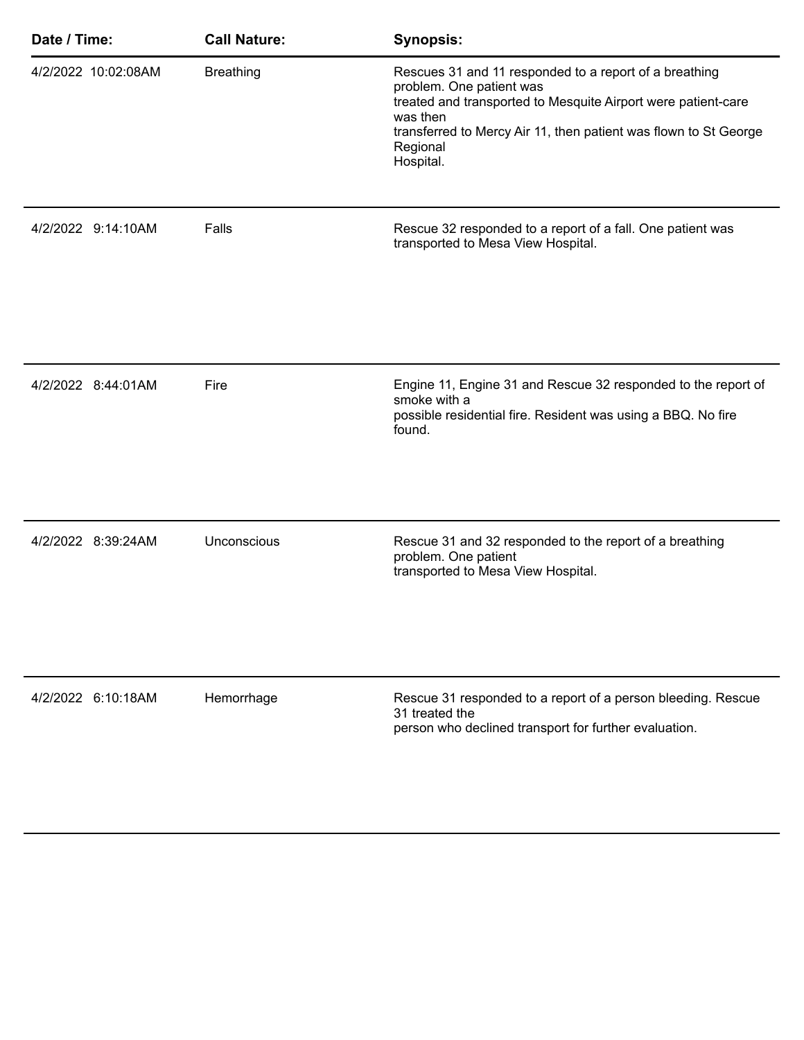| Date / Time: | Call Nature: | Synopsis: |
| --- | --- | --- |
| 4/2/2022 10:02:08AM | Breathing | Rescues 31 and 11 responded to a report of a breathing problem. One patient was treated and transported to Mesquite Airport were patient-care was then transferred to Mercy Air 11, then patient was flown to St George Regional Hospital. |
| 4/2/2022 9:14:10AM | Falls | Rescue 32 responded to a report of a fall. One patient was transported to Mesa View Hospital. |
| 4/2/2022 8:44:01AM | Fire | Engine 11, Engine 31 and Rescue 32 responded to the report of smoke with a possible residential fire. Resident was using a BBQ. No fire found. |
| 4/2/2022 8:39:24AM | Unconscious | Rescue 31 and 32 responded to the report of a breathing problem. One patient transported to Mesa View Hospital. |
| 4/2/2022 6:10:18AM | Hemorrhage | Rescue 31 responded to a report of a person bleeding. Rescue 31 treated the person who declined transport for further evaluation. |